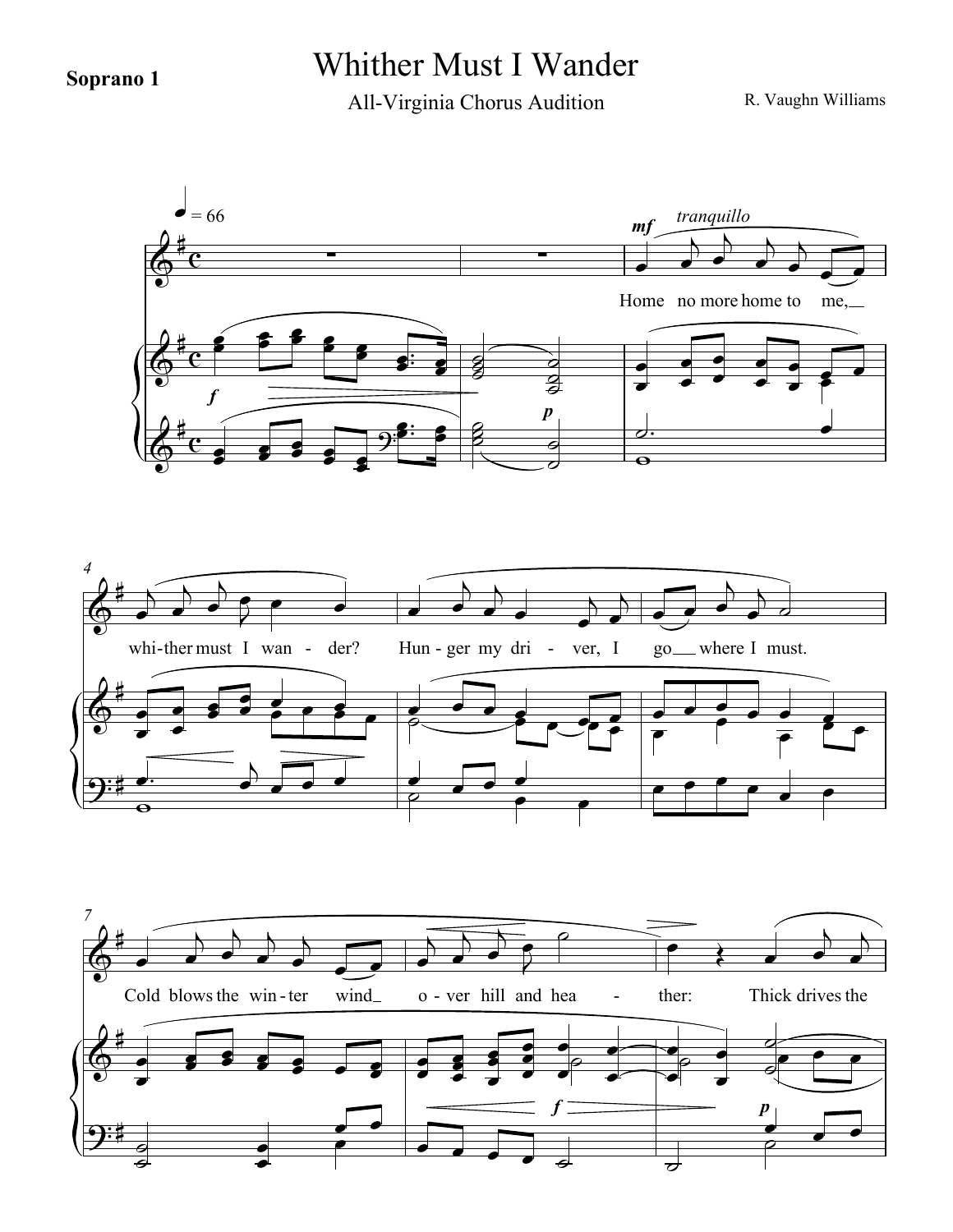**Soprano 1**

# Whither Must I Wander

All-Virginia Chorus Audition

R. Vaughn Williams

♩ = 66

*mf* *tranquillo*

Home no more home to me, whi-ther must I wan - der? Hun - ger my dri - ver, I go where I must.

Cold blows the win - ter wind o - ver hill and hea - ther: Thick drives the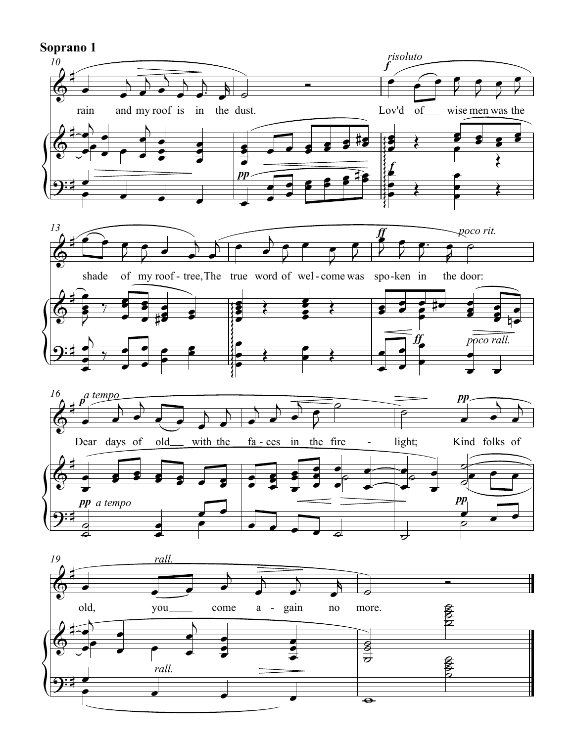**Soprano 1**

rain and my roof is in the dust. Lov'd of wise men was the

shade of my roof-tree, The true word of wel-come was spo-ken in the door:

Dear days of old with the fa-ces in the fire-light; Kind folks of

old, you come a-gain no more.